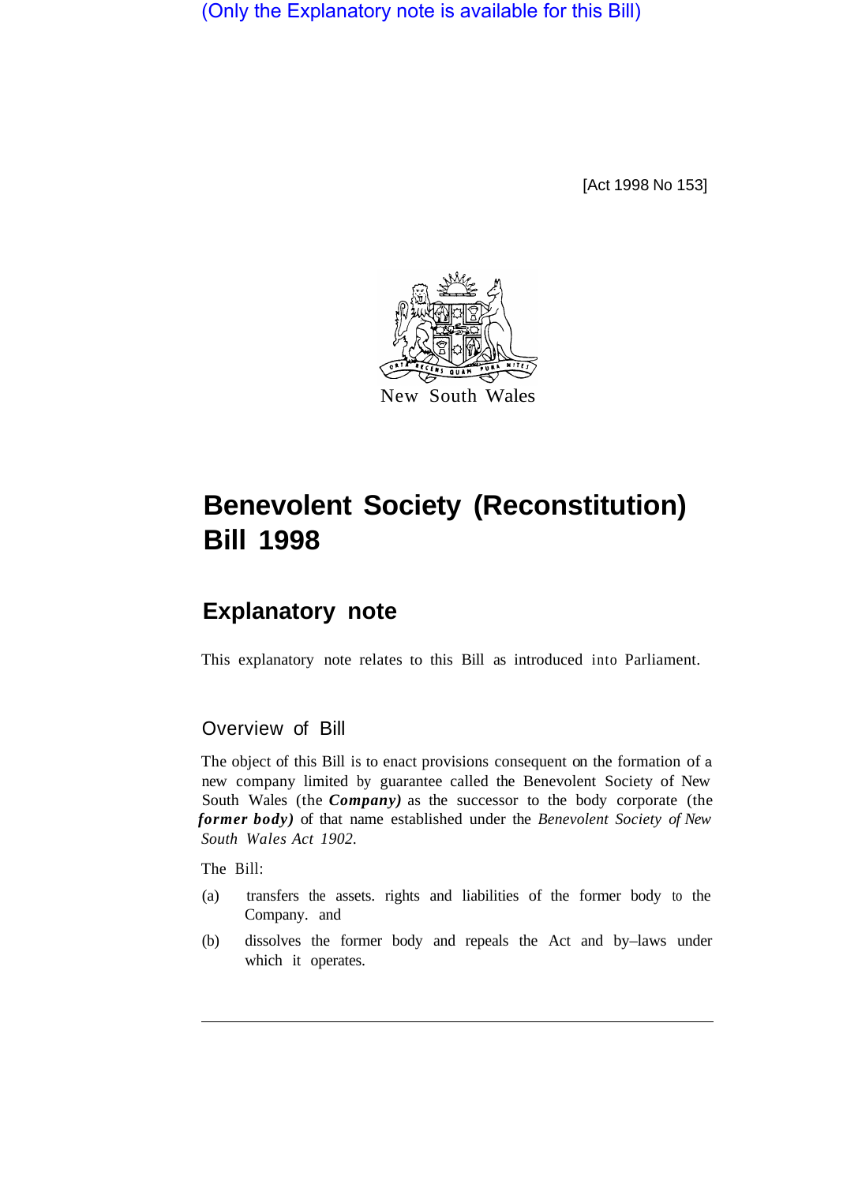(Only the Explanatory note is available for this Bill)

[Act 1998 No 153]

New South Wales

# Benevolent Society (Reconstitution) Bill 1998

## Explanatory note

This explanatory note relates to this Bill as introduced into Parliament.

### Overview of Bill

The object of this Bill is to enact provisions consequent on the formation of a new company limited by guarantee called the Benevolent Society of New South Wales (the ***Company)*** as the successor to the body corporate (the ***former body)*** of that name established under the *Benevolent Society of New South Wales Act 1902.*

The Bill:

(a) transfers the assets. rights and liabilities of the former body to the Company. and

(b) dissolves the former body and repeals the Act and by–laws under which it operates.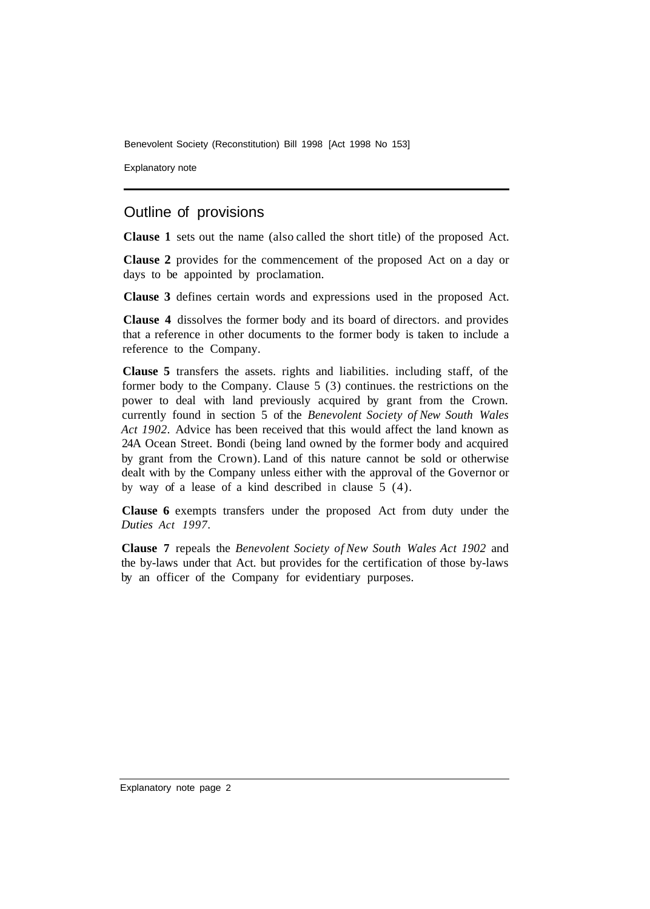## Outline of provisions

**Clause 1** sets out the name (also called the short title) of the proposed Act.

**Clause 2** provides for the commencement of the proposed Act on a day or days to be appointed by proclamation.

**Clause 3** defines certain words and expressions used in the proposed Act.

**Clause 4** dissolves the former body and its board of directors. and provides that a reference in other documents to the former body is taken to include a reference to the Company.

**Clause 5** transfers the assets. rights and liabilities. including staff, of the former body to the Company. Clause 5 (3) continues. the restrictions on the power to deal with land previously acquired by grant from the Crown. currently found in section 5 of the *Benevolent Society of New South Wales Act 1902*. Advice has been received that this would affect the land known as 24A Ocean Street. Bondi (being land owned by the former body and acquired by grant from the Crown). Land of this nature cannot be sold or otherwise dealt with by the Company unless either with the approval of the Governor or by way of a lease of a kind described in clause 5 (4).

**Clause 6** exempts transfers under the proposed Act from duty under the *Duties Act 1997*.

**Clause 7** repeals the *Benevolent Society of New South Wales Act 1902* and the by-laws under that Act. but provides for the certification of those by-laws by an officer of the Company for evidentiary purposes.